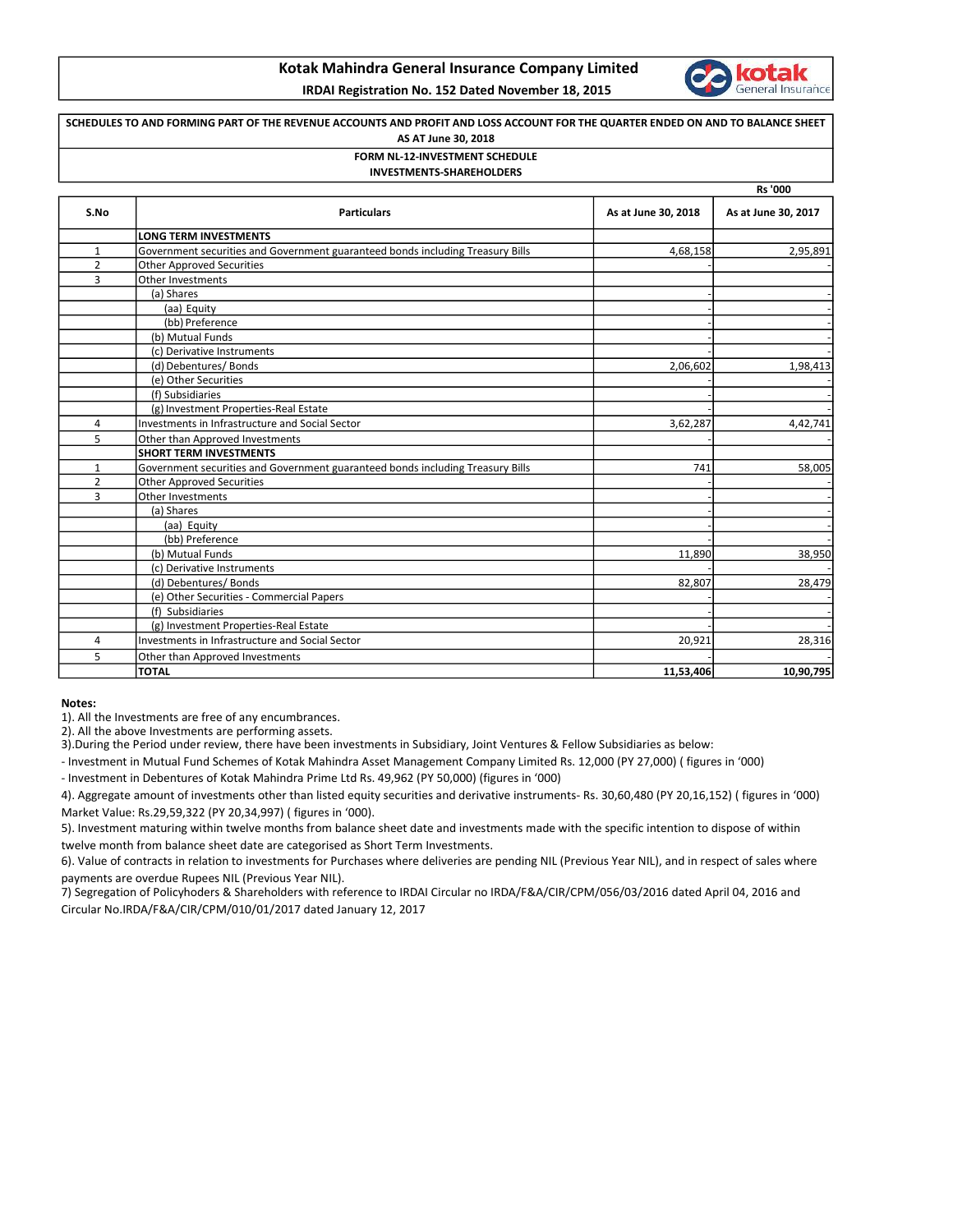# Kotak Mahindra General Insurance Company Limited

**IRDAI Registration No. 152 Dated November 18, 2015**

**SCHEDULES TO AND FORMING PART OF THE REVENUE ACCOUNTS AND PROFIT AND LOSS ACCOUNT FOR THE QUARTER ENDED ON AND TO BALANCE SHEET AS AT June 30, 2018**

**FORM NL-12-INVESTMENT SCHEDULE**

**INVESTMENTS-SHAREHOLDERS**

Rs '000

| S.No | Particulars | As at June 30, 2018 | As at June 30, 2017 |
|---|---|---|---|
| | **LONG TERM INVESTMENTS** | | |
| 1 | Government securities and Government guaranteed bonds including Treasury Bills | 4,68,158 | 2,95,891 |
| 2 | Other Approved Securities | - | - |
| 3 | Other Investments | | |
| | (a) Shares | - | - |
| | (aa) Equity | - | - |
| | (bb) Preference | - | - |
| | (b) Mutual Funds | - | - |
| | (c) Derivative Instruments | - | - |
| | (d) Debentures/ Bonds | 2,06,602 | 1,98,413 |
| | (e) Other Securities | - | - |
| | (f) Subsidiaries | - | - |
| | (g) Investment Properties-Real Estate | - | - |
| 4 | Investments in Infrastructure and Social Sector | 3,62,287 | 4,42,741 |
| 5 | Other than Approved Investments | - | - |
| | **SHORT TERM INVESTMENTS** | | |
| 1 | Government securities and Government guaranteed bonds including Treasury Bills | 741 | 58,005 |
| 2 | Other Approved Securities | - | - |
| 3 | Other Investments | - | - |
| | (a) Shares | - | - |
| | (aa) Equity | - | - |
| | (bb) Preference | - | - |
| | (b) Mutual Funds | 11,890 | 38,950 |
| | (c) Derivative Instruments | - | - |
| | (d) Debentures/ Bonds | 82,807 | 28,479 |
| | (e) Other Securities - Commercial Papers | - | - |
| | (f) Subsidiaries | - | - |
| | (g) Investment Properties-Real Estate | - | - |
| 4 | Investments in Infrastructure and Social Sector | 20,921 | 28,316 |
| 5 | Other than Approved Investments | - | - |
| | **TOTAL** | **11,53,406** | **10,90,795** |

**Notes:**

1). All the Investments are free of any encumbrances.

2). All the above Investments are performing assets.

3).During the Period under review, there have been investments in Subsidiary, Joint Ventures & Fellow Subsidiaries as below:

- Investment in Mutual Fund Schemes of Kotak Mahindra Asset Management Company Limited Rs. 12,000 (PY 27,000) ( figures in '000)
- Investment in Debentures of Kotak Mahindra Prime Ltd Rs. 49,962 (PY 50,000) (figures in '000)

4). Aggregate amount of investments other than listed equity securities and derivative instruments- Rs. 30,60,480 (PY 20,16,152) ( figures in '000)
Market Value: Rs.29,59,322 (PY 20,34,997) ( figures in '000).

5). Investment maturing within twelve months from balance sheet date and investments made with the specific intention to dispose of within twelve month from balance sheet date are categorised as Short Term Investments.

6). Value of contracts in relation to investments for Purchases where deliveries are pending NIL (Previous Year NIL), and in respect of sales where payments are overdue Rupees NIL (Previous Year NIL).

7) Segregation of Policyhoders & Shareholders with reference to IRDAI Circular no IRDA/F&A/CIR/CPM/056/03/2016 dated April 04, 2016 and Circular No.IRDA/F&A/CIR/CPM/010/01/2017 dated January 12, 2017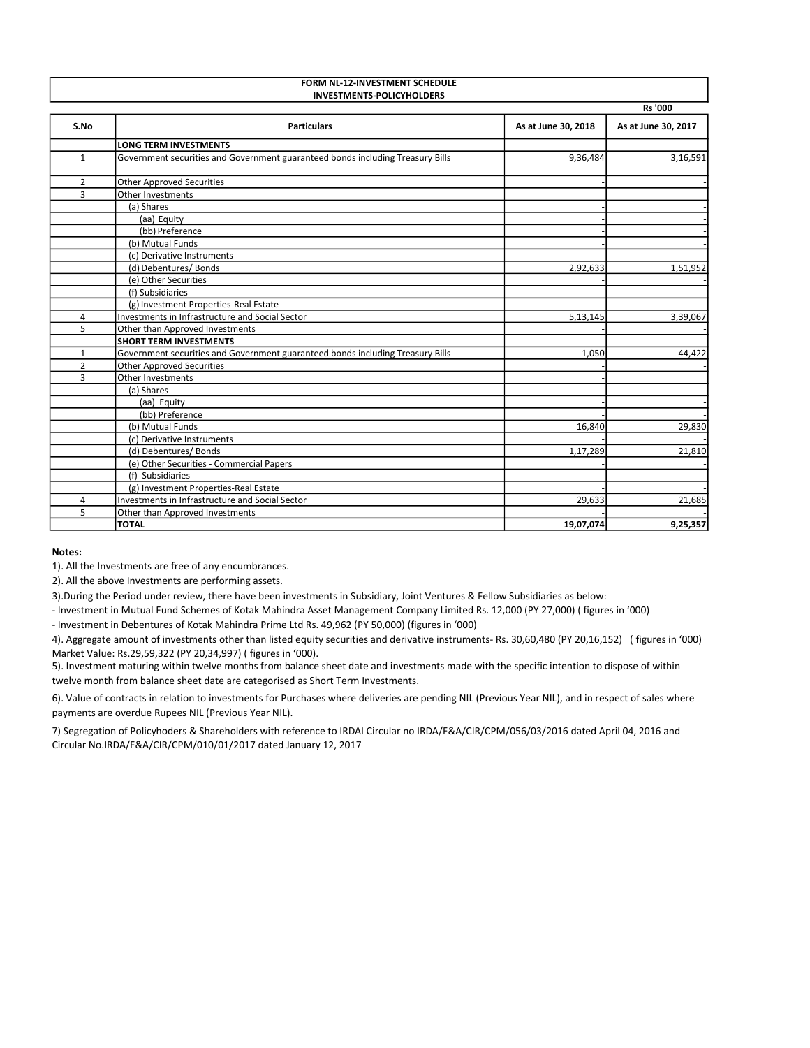**FORM NL-12-INVESTMENT SCHEDULE**
**INVESTMENTS-POLICYHOLDERS**

Rs '000

| S.No | Particulars | As at June 30, 2018 | As at June 30, 2017 |
|---|---|---|---|
| | **LONG TERM INVESTMENTS** | | |
| 1 | Government securities and Government guaranteed bonds including Treasury Bills | 9,36,484 | 3,16,591 |
| 2 | Other Approved Securities | - | - |
| 3 | Other Investments | - | - |
| | (a) Shares | - | - |
| | (aa) Equity | - | - |
| | (bb) Preference | - | - |
| | (b) Mutual Funds | - | - |
| | (c) Derivative Instruments | - | - |
| | (d) Debentures/ Bonds | 2,92,633 | 1,51,952 |
| | (e) Other Securities | - | - |
| | (f) Subsidiaries | - | - |
| | (g) Investment Properties-Real Estate | - | - |
| 4 | Investments in Infrastructure and Social Sector | 5,13,145 | 3,39,067 |
| 5 | Other than Approved Investments | - | - |
| | **SHORT TERM INVESTMENTS** | | |
| 1 | Government securities and Government guaranteed bonds including Treasury Bills | 1,050 | 44,422 |
| 2 | Other Approved Securities | - | - |
| 3 | Other Investments | - | |
| | (a) Shares | - | - |
| | (aa) Equity | - | - |
| | (bb) Preference | - | - |
| | (b) Mutual Funds | 16,840 | 29,830 |
| | (c) Derivative Instruments | - | - |
| | (d) Debentures/ Bonds | 1,17,289 | 21,810 |
| | (e) Other Securities - Commercial Papers | - | - |
| | (f) Subsidiaries | - | - |
| | (g) Investment Properties-Real Estate | - | - |
| 4 | Investments in Infrastructure and Social Sector | 29,633 | 21,685 |
| 5 | Other than Approved Investments | - | - |
| | **TOTAL** | **19,07,074** | **9,25,357** |

**Notes:**

1). All the Investments are free of any encumbrances.

2). All the above Investments are performing assets.

3).During the Period under review, there have been investments in Subsidiary, Joint Ventures & Fellow Subsidiaries as below:

- Investment in Mutual Fund Schemes of Kotak Mahindra Asset Management Company Limited Rs. 12,000 (PY 27,000) ( figures in '000)
- Investment in Debentures of Kotak Mahindra Prime Ltd Rs. 49,962 (PY 50,000) (figures in '000)

4). Aggregate amount of investments other than listed equity securities and derivative instruments- Rs. 30,60,480 (PY 20,16,152) ( figures in '000) Market Value: Rs.29,59,322 (PY 20,34,997) ( figures in '000).

5). Investment maturing within twelve months from balance sheet date and investments made with the specific intention to dispose of within twelve month from balance sheet date are categorised as Short Term Investments.

6). Value of contracts in relation to investments for Purchases where deliveries are pending NIL (Previous Year NIL), and in respect of sales where payments are overdue Rupees NIL (Previous Year NIL).

7) Segregation of Policyhoders & Shareholders with reference to IRDAI Circular no IRDA/F&A/CIR/CPM/056/03/2016 dated April 04, 2016 and Circular No.IRDA/F&A/CIR/CPM/010/01/2017 dated January 12, 2017